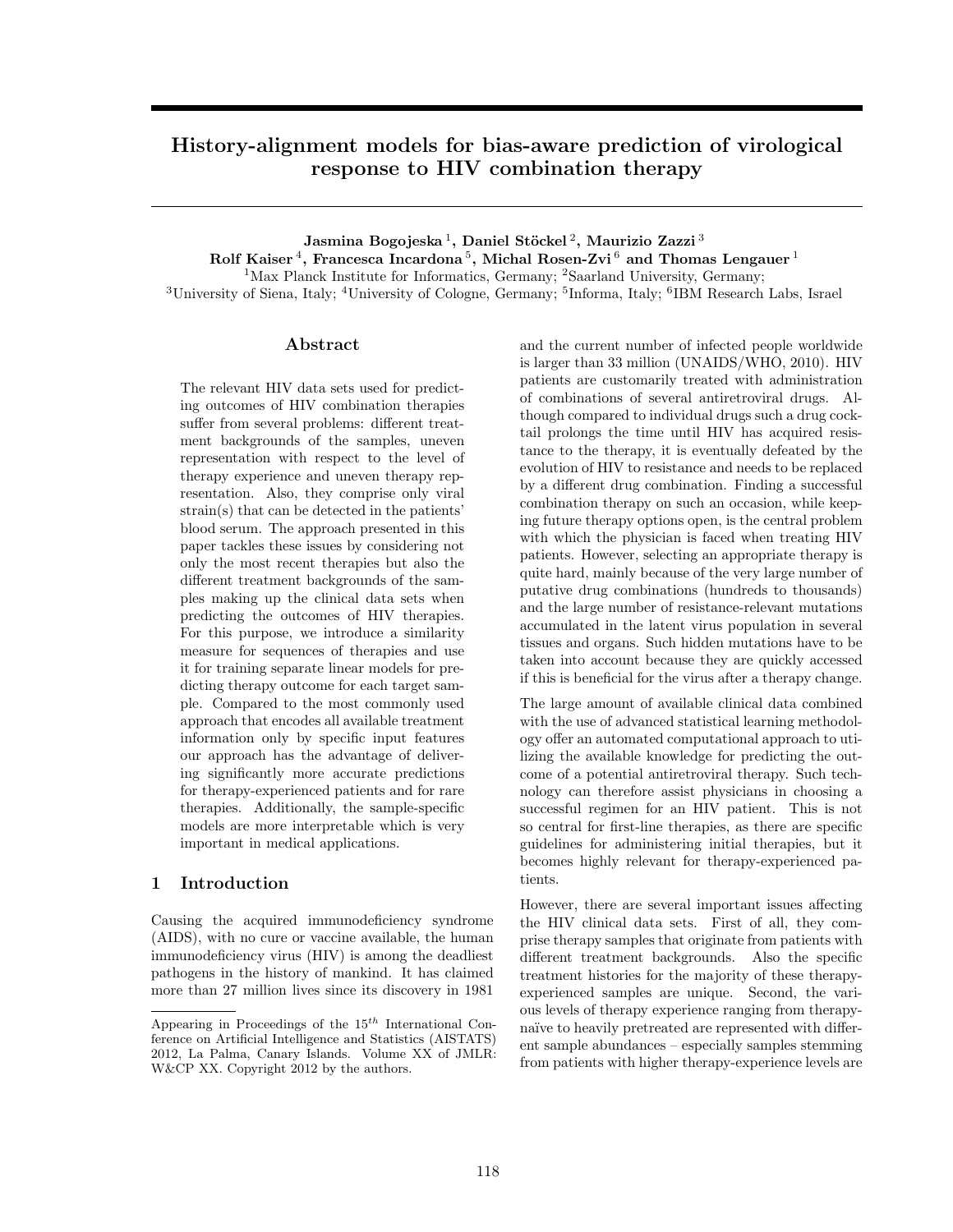# History-alignment models for bias-aware prediction of virological response to HIV combination therapy

**Jasmina Bogojeska** [1], **Daniel Stöckel** [2], **Maurizio Zazzi** [3]
**Rolf Kaiser** [4], **Francesca Incardona** [5], **Michal Rosen-Zvi** [6] **and Thomas Lengauer** [1]

[1]Max Planck Institute for Informatics, Germany; [2]Saarland University, Germany;
[3]University of Siena, Italy; [4]University of Cologne, Germany; [5]Informa, Italy; [6]IBM Research Labs, Israel

## Abstract

The relevant HIV data sets used for predicting outcomes of HIV combination therapies suffer from several problems: different treatment backgrounds of the samples, uneven representation with respect to the level of therapy experience and uneven therapy representation. Also, they comprise only viral strain(s) that can be detected in the patients' blood serum. The approach presented in this paper tackles these issues by considering not only the most recent therapies but also the different treatment backgrounds of the samples making up the clinical data sets when predicting the outcomes of HIV therapies. For this purpose, we introduce a similarity measure for sequences of therapies and use it for training separate linear models for predicting therapy outcome for each target sample. Compared to the most commonly used approach that encodes all available treatment information only by specific input features our approach has the advantage of delivering significantly more accurate predictions for therapy-experienced patients and for rare therapies. Additionally, the sample-specific models are more interpretable which is very important in medical applications.

## 1 Introduction

Causing the acquired immunodeficiency syndrome (AIDS), with no cure or vaccine available, the human immunodeficiency virus (HIV) is among the deadliest pathogens in the history of mankind. It has claimed more than 27 million lives since its discovery in 1981 and the current number of infected people worldwide is larger than 33 million (UNAIDS/WHO, 2010). HIV patients are customarily treated with administration of combinations of several antiretroviral drugs. Although compared to individual drugs such a drug cocktail prolongs the time until HIV has acquired resistance to the therapy, it is eventually defeated by the evolution of HIV to resistance and needs to be replaced by a different drug combination. Finding a successful combination therapy on such an occasion, while keeping future therapy options open, is the central problem with which the physician is faced when treating HIV patients. However, selecting an appropriate therapy is quite hard, mainly because of the very large number of putative drug combinations (hundreds to thousands) and the large number of resistance-relevant mutations accumulated in the latent virus population in several tissues and organs. Such hidden mutations have to be taken into account because they are quickly accessed if this is beneficial for the virus after a therapy change.

The large amount of available clinical data combined with the use of advanced statistical learning methodology offer an automated computational approach to utilizing the available knowledge for predicting the outcome of a potential antiretroviral therapy. Such technology can therefore assist physicians in choosing a successful regimen for an HIV patient. This is not so central for first-line therapies, as there are specific guidelines for administering initial therapies, but it becomes highly relevant for therapy-experienced patients.

However, there are several important issues affecting the HIV clinical data sets. First of all, they comprise therapy samples that originate from patients with different treatment backgrounds. Also the specific treatment histories for the majority of these therapy-experienced samples are unique. Second, the various levels of therapy experience ranging from therapy-naïve to heavily pretreated are represented with different sample abundances – especially samples stemming from patients with higher therapy-experience levels are

---

Appearing in Proceedings of the $15^{th}$ International Conference on Artificial Intelligence and Statistics (AISTATS) 2012, La Palma, Canary Islands. Volume XX of JMLR: W&CP XX. Copyright 2012 by the authors.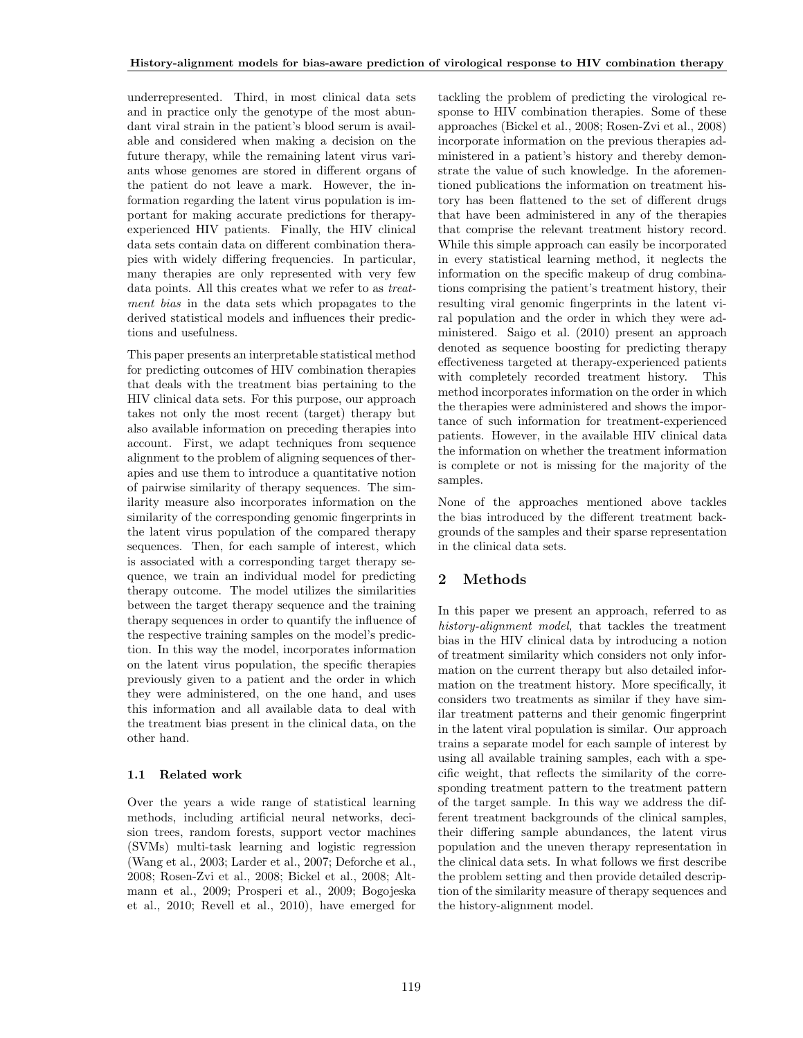underrepresented. Third, in most clinical data sets and in practice only the genotype of the most abundant viral strain in the patient's blood serum is available and considered when making a decision on the future therapy, while the remaining latent virus variants whose genomes are stored in different organs of the patient do not leave a mark. However, the information regarding the latent virus population is important for making accurate predictions for therapy-experienced HIV patients. Finally, the HIV clinical data sets contain data on different combination therapies with widely differing frequencies. In particular, many therapies are only represented with very few data points. All this creates what we refer to as *treatment bias* in the data sets which propagates to the derived statistical models and influences their predictions and usefulness.

This paper presents an interpretable statistical method for predicting outcomes of HIV combination therapies that deals with the treatment bias pertaining to the HIV clinical data sets. For this purpose, our approach takes not only the most recent (target) therapy but also available information on preceding therapies into account. First, we adapt techniques from sequence alignment to the problem of aligning sequences of therapies and use them to introduce a quantitative notion of pairwise similarity of therapy sequences. The similarity measure also incorporates information on the similarity of the corresponding genomic fingerprints in the latent virus population of the compared therapy sequences. Then, for each sample of interest, which is associated with a corresponding target therapy sequence, we train an individual model for predicting therapy outcome. The model utilizes the similarities between the target therapy sequence and the training therapy sequences in order to quantify the influence of the respective training samples on the model's prediction. In this way the model, incorporates information on the latent virus population, the specific therapies previously given to a patient and the order in which they were administered, on the one hand, and uses this information and all available data to deal with the treatment bias present in the clinical data, on the other hand.

### 1.1 Related work

Over the years a wide range of statistical learning methods, including artificial neural networks, decision trees, random forests, support vector machines (SVMs) multi-task learning and logistic regression (Wang et al., 2003; Larder et al., 2007; Deforche et al., 2008; Rosen-Zvi et al., 2008; Bickel et al., 2008; Altmann et al., 2009; Prosperi et al., 2009; Bogojeska et al., 2010; Revell et al., 2010), have emerged for tackling the problem of predicting the virological response to HIV combination therapies. Some of these approaches (Bickel et al., 2008; Rosen-Zvi et al., 2008) incorporate information on the previous therapies administered in a patient's history and thereby demonstrate the value of such knowledge. In the aforementioned publications the information on treatment history has been flattened to the set of different drugs that have been administered in any of the therapies that comprise the relevant treatment history record. While this simple approach can easily be incorporated in every statistical learning method, it neglects the information on the specific makeup of drug combinations comprising the patient's treatment history, their resulting viral genomic fingerprints in the latent viral population and the order in which they were administered. Saigo et al. (2010) present an approach denoted as sequence boosting for predicting therapy effectiveness targeted at therapy-experienced patients with completely recorded treatment history. This method incorporates information on the order in which the therapies were administered and shows the importance of such information for treatment-experienced patients. However, in the available HIV clinical data the information on whether the treatment information is complete or not is missing for the majority of the samples.

None of the approaches mentioned above tackles the bias introduced by the different treatment backgrounds of the samples and their sparse representation in the clinical data sets.

## 2 Methods

In this paper we present an approach, referred to as *history-alignment model*, that tackles the treatment bias in the HIV clinical data by introducing a notion of treatment similarity which considers not only information on the current therapy but also detailed information on the treatment history. More specifically, it considers two treatments as similar if they have similar treatment patterns and their genomic fingerprint in the latent viral population is similar. Our approach trains a separate model for each sample of interest by using all available training samples, each with a specific weight, that reflects the similarity of the corresponding treatment pattern to the treatment pattern of the target sample. In this way we address the different treatment backgrounds of the clinical samples, their differing sample abundances, the latent virus population and the uneven therapy representation in the clinical data sets. In what follows we first describe the problem setting and then provide detailed description of the similarity measure of therapy sequences and the history-alignment model.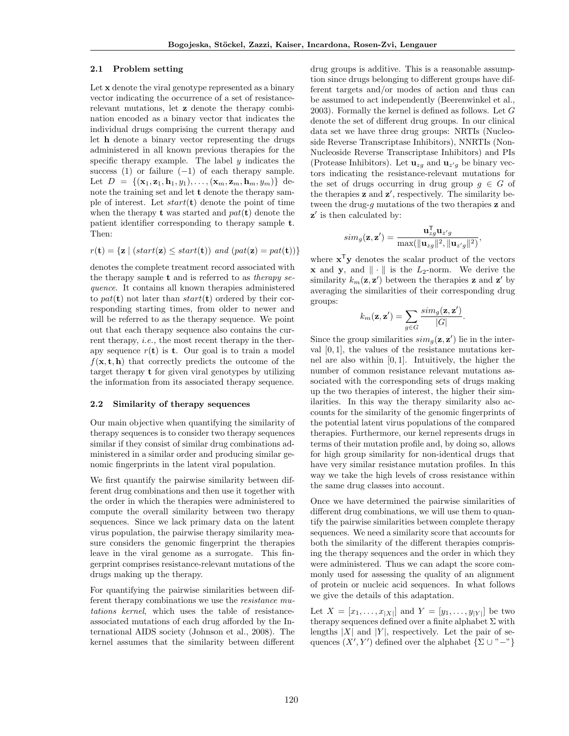### 2.1 Problem setting

Let $\mathbf{x}$ denote the viral genotype represented as a binary vector indicating the occurrence of a set of resistance-relevant mutations, let $\mathbf{z}$ denote the therapy combination encoded as a binary vector that indicates the individual drugs comprising the current therapy and let $\mathbf{h}$ denote a binary vector representing the drugs administered in all known previous therapies for the specific therapy example. The label $y$ indicates the success (1) or failure ($-1$) of each therapy sample. Let $D = \{(\mathbf{x}_1, \mathbf{z}_1, \mathbf{h}_1, y_1), \ldots, (\mathbf{x}_m, \mathbf{z}_m, \mathbf{h}_m, y_m)\}$ denote the training set and let $\mathbf{t}$ denote the therapy sample of interest. Let $start(\mathbf{t})$ denote the point of time when the therapy $\mathbf{t}$ was started and $pat(\mathbf{t})$ denote the patient identifier corresponding to therapy sample $\mathbf{t}$. Then:

$$r(\mathbf{t}) = \{\mathbf{z} \mid (start(\mathbf{z}) \leq start(\mathbf{t})) \textit{ and } (pat(\mathbf{z}) = pat(\mathbf{t}))\}$$

denotes the complete treatment record associated with the therapy sample $\mathbf{t}$ and is referred to as *therapy sequence*. It contains all known therapies administered to $pat(\mathbf{t})$ not later than $start(\mathbf{t})$ ordered by their corresponding starting times, from older to newer and will be referred to as the therapy sequence. We point out that each therapy sequence also contains the current therapy, *i.e.,* the most recent therapy in the therapy sequence $r(\mathbf{t})$ is $\mathbf{t}$. Our goal is to train a model $f(\mathbf{x}, \mathbf{t}, \mathbf{h})$ that correctly predicts the outcome of the target therapy $\mathbf{t}$ for given viral genotypes by utilizing the information from its associated therapy sequence.

### 2.2 Similarity of therapy sequences

Our main objective when quantifying the similarity of therapy sequences is to consider two therapy sequences similar if they consist of similar drug combinations administered in a similar order and producing similar genomic fingerprints in the latent viral population.

We first quantify the pairwise similarity between different drug combinations and then use it together with the order in which the therapies were administered to compute the overall similarity between two therapy sequences. Since we lack primary data on the latent virus population, the pairwise therapy similarity measure considers the genomic fingerprint the therapies leave in the viral genome as a surrogate. This fingerprint comprises resistance-relevant mutations of the drugs making up the therapy.

For quantifying the pairwise similarities between different therapy combinations we use the *resistance mutations kernel*, which uses the table of resistance-associated mutations of each drug afforded by the International AIDS society (Johnson et al., 2008). The kernel assumes that the similarity between different drug groups is additive. This is a reasonable assumption since drugs belonging to different groups have different targets and/or modes of action and thus can be assumed to act independently (Beerenwinkel et al., 2003). Formally the kernel is defined as follows. Let $G$ denote the set of different drug groups. In our clinical data set we have three drug groups: NRTIs (Nucleoside Reverse Transcriptase Inhibitors), NNRTIs (Non-Nucleoside Reverse Transcriptase Inhibitors) and PIs (Protease Inhibitors). Let $\mathbf{u}_{zg}$ and $\mathbf{u}_{z'g}$ be binary vectors indicating the resistance-relevant mutations for the set of drugs occurring in drug group $g \in G$ of the therapies $\mathbf{z}$ and $\mathbf{z}'$, respectively. The similarity between the drug-$g$ mutations of the two therapies $\mathbf{z}$ and $\mathbf{z}'$ is then calculated by:

$$sim_g(\mathbf{z}, \mathbf{z}') = \frac{\mathbf{u}_{zg}^{\mathsf{T}} \mathbf{u}_{z'g}}{\max(\|\mathbf{u}_{zg}\|^2, \|\mathbf{u}_{z'g}\|^2)},$$

where $\mathbf{x}^{\mathsf{T}}\mathbf{y}$ denotes the scalar product of the vectors $\mathbf{x}$ and $\mathbf{y}$, and $\|\cdot\|$ is the $L_2$-norm. We derive the similarity $k_m(\mathbf{z}, \mathbf{z}')$ between the therapies $\mathbf{z}$ and $\mathbf{z}'$ by averaging the similarities of their corresponding drug groups:

$$k_m(\mathbf{z}, \mathbf{z}') = \sum_{g \in G} \frac{sim_g(\mathbf{z}, \mathbf{z}')}{|G|}.$$

Since the group similarities $sim_g(\mathbf{z}, \mathbf{z}')$ lie in the interval $[0, 1]$, the values of the resistance mutations kernel are also within $[0, 1]$. Intuitively, the higher the number of common resistance relevant mutations associated with the corresponding sets of drugs making up the two therapies of interest, the higher their similarities. In this way the therapy similarity also accounts for the similarity of the genomic fingerprints of the potential latent virus populations of the compared therapies. Furthermore, our kernel represents drugs in terms of their mutation profile and, by doing so, allows for high group similarity for non-identical drugs that have very similar resistance mutation profiles. In this way we take the high levels of cross resistance within the same drug classes into account.

Once we have determined the pairwise similarities of different drug combinations, we will use them to quantify the pairwise similarities between complete therapy sequences. We need a similarity score that accounts for both the similarity of the different therapies comprising the therapy sequences and the order in which they were administered. Thus we can adapt the score commonly used for assessing the quality of an alignment of protein or nucleic acid sequences. In what follows we give the details of this adaptation.

Let $X = [x_1, \ldots, x_{|X|}]$ and $Y = [y_1, \ldots, y_{|Y|}]$ be two therapy sequences defined over a finite alphabet $\Sigma$ with lengths $|X|$ and $|Y|$, respectively. Let the pair of sequences $(X', Y')$ defined over the alphabet $\{\Sigma \cup \text{"}-\text{"}\}$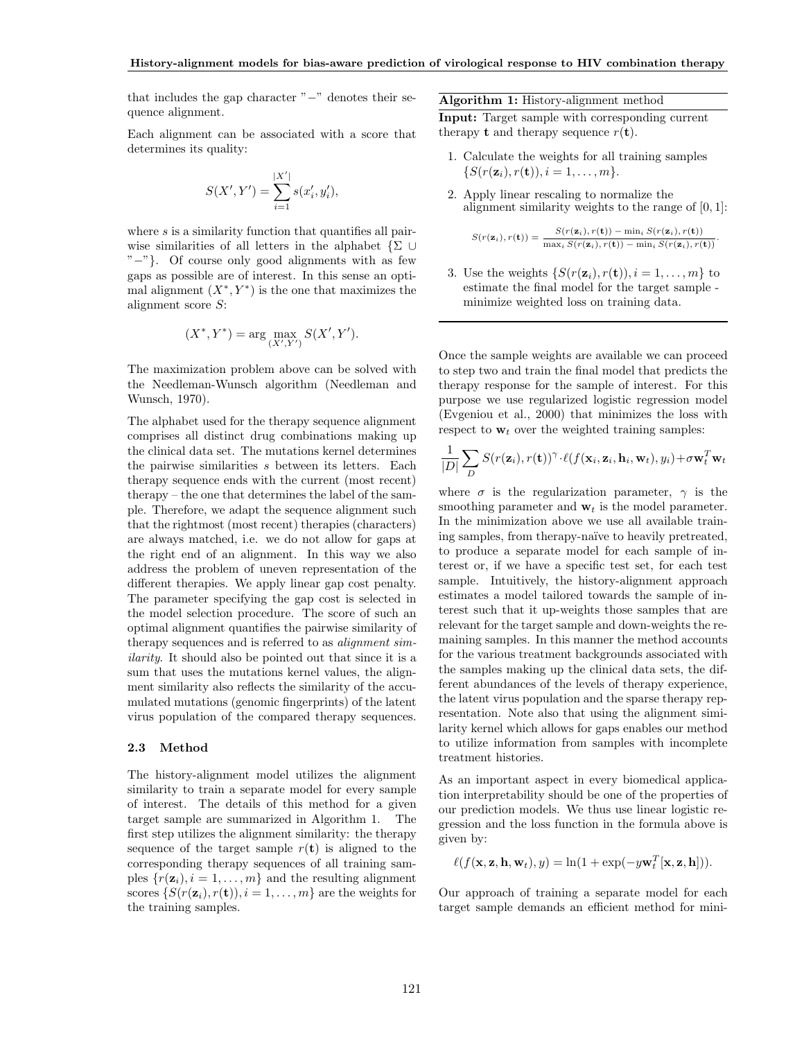that includes the gap character "−" denotes their sequence alignment.

Each alignment can be associated with a score that determines its quality:

$$S(X', Y') = \sum_{i=1}^{|X'|} s(x'_i, y'_i),$$

where $s$ is a similarity function that quantifies all pairwise similarities of all letters in the alphabet $\{\Sigma \cup \text{"}-\text{"}\}$. Of course only good alignments with as few gaps as possible are of interest. In this sense an optimal alignment $(X^*, Y^*)$ is the one that maximizes the alignment score $S$:

$$(X^*, Y^*) = \arg\max_{(X', Y')} S(X', Y').$$

The maximization problem above can be solved with the Needleman-Wunsch algorithm (Needleman and Wunsch, 1970).

The alphabet used for the therapy sequence alignment comprises all distinct drug combinations making up the clinical data set. The mutations kernel determines the pairwise similarities $s$ between its letters. Each therapy sequence ends with the current (most recent) therapy – the one that determines the label of the sample. Therefore, we adapt the sequence alignment such that the rightmost (most recent) therapies (characters) are always matched, i.e. we do not allow for gaps at the right end of an alignment. In this way we also address the problem of uneven representation of the different therapies. We apply linear gap cost penalty. The parameter specifying the gap cost is selected in the model selection procedure. The score of such an optimal alignment quantifies the pairwise similarity of therapy sequences and is referred to as *alignment similarity*. It should also be pointed out that since it is a sum that uses the mutations kernel values, the alignment similarity also reflects the similarity of the accumulated mutations (genomic fingerprints) of the latent virus population of the compared therapy sequences.

### 2.3 Method

The history-alignment model utilizes the alignment similarity to train a separate model for every sample of interest. The details of this method for a given target sample are summarized in Algorithm 1. The first step utilizes the alignment similarity: the therapy sequence of the target sample $r(\mathbf{t})$ is aligned to the corresponding therapy sequences of all training samples $\{r(\mathbf{z}_i), i = 1, \ldots, m\}$ and the resulting alignment scores $\{S(r(\mathbf{z}_i), r(\mathbf{t})), i = 1, \ldots, m\}$ are the weights for the training samples.

---

**Algorithm 1:** History-alignment method

**Input:** Target sample with corresponding current therapy $\mathbf{t}$ and therapy sequence $r(\mathbf{t})$.

1. Calculate the weights for all training samples $\{S(r(\mathbf{z}_i), r(\mathbf{t})), i = 1, \ldots, m\}$.

2. Apply linear rescaling to normalize the alignment similarity weights to the range of $[0, 1]$:

$$S(r(\mathbf{z}_i), r(\mathbf{t})) = \frac{S(r(\mathbf{z}_i), r(\mathbf{t})) - \min_i S(r(\mathbf{z}_i), r(\mathbf{t}))}{\max_i S(r(\mathbf{z}_i), r(\mathbf{t})) - \min_i S(r(\mathbf{z}_i), r(\mathbf{t}))}.$$

3. Use the weights $\{S(r(\mathbf{z}_i), r(\mathbf{t})), i = 1, \ldots, m\}$ to estimate the final model for the target sample - minimize weighted loss on training data.

---

Once the sample weights are available we can proceed to step two and train the final model that predicts the therapy response for the sample of interest. For this purpose we use regularized logistic regression model (Evgeniou et al., 2000) that minimizes the loss with respect to $\mathbf{w}_t$ over the weighted training samples:

$$\frac{1}{|D|} \sum_{D} S(r(\mathbf{z}_i), r(\mathbf{t}))^{\gamma} \cdot \ell(f(\mathbf{x}_i, \mathbf{z}_i, \mathbf{h}_i, \mathbf{w}_t), y_i) + \sigma \mathbf{w}_t^T \mathbf{w}_t$$

where $\sigma$ is the regularization parameter, $\gamma$ is the smoothing parameter and $\mathbf{w}_t$ is the model parameter. In the minimization above we use all available training samples, from therapy-naïve to heavily pretreated, to produce a separate model for each sample of interest or, if we have a specific test set, for each test sample. Intuitively, the history-alignment approach estimates a model tailored towards the sample of interest such that it up-weights those samples that are relevant for the target sample and down-weights the remaining samples. In this manner the method accounts for the various treatment backgrounds associated with the samples making up the clinical data sets, the different abundances of the levels of therapy experience, the latent virus population and the sparse therapy representation. Note also that using the alignment similarity kernel which allows for gaps enables our method to utilize information from samples with incomplete treatment histories.

As an important aspect in every biomedical application interpretability should be one of the properties of our prediction models. We thus use linear logistic regression and the loss function in the formula above is given by:

$$\ell(f(\mathbf{x}, \mathbf{z}, \mathbf{h}, \mathbf{w}_t), y) = \ln(1 + \exp(-y \mathbf{w}_t^T [\mathbf{x}, \mathbf{z}, \mathbf{h}])).$$

Our approach of training a separate model for each target sample demands an efficient method for mini-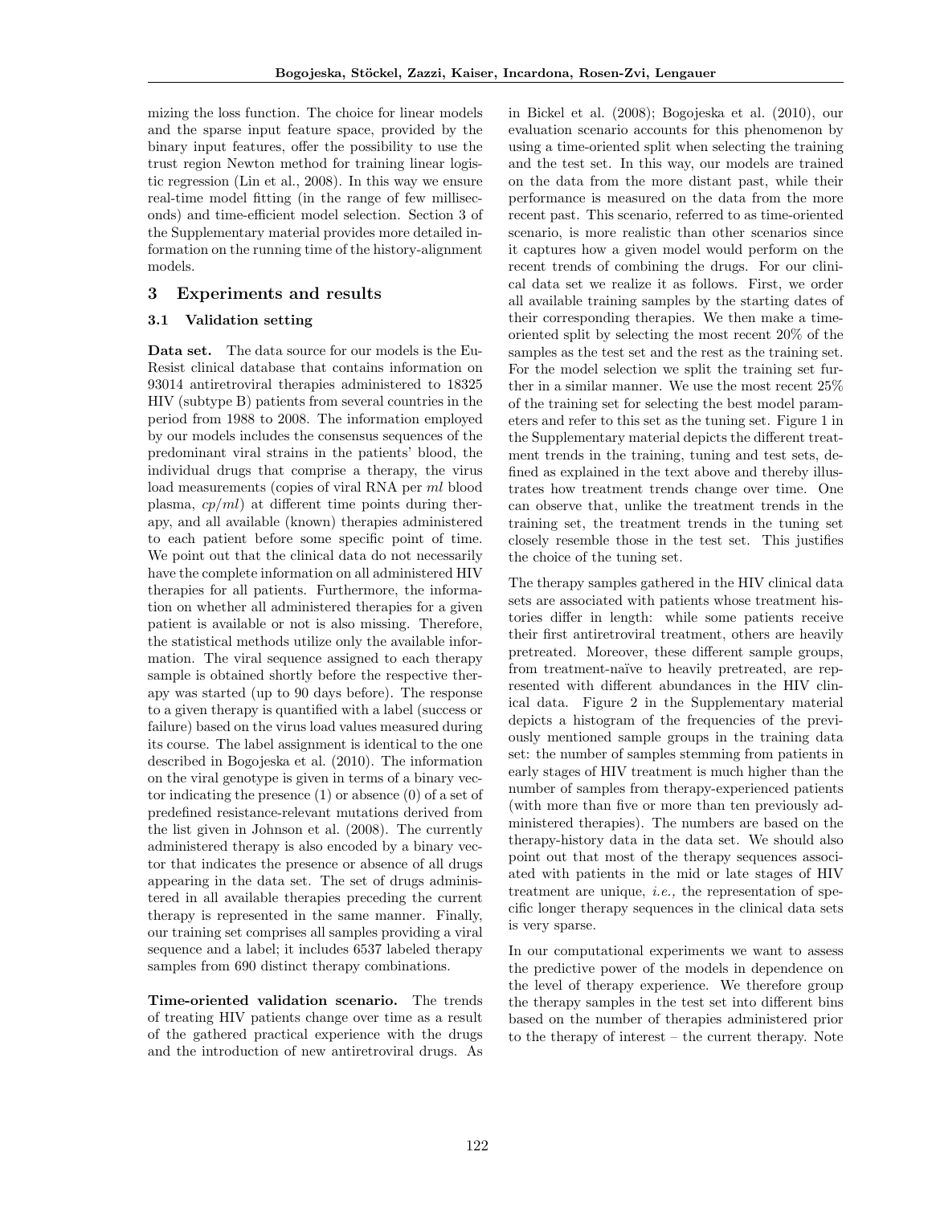mizing the loss function. The choice for linear models and the sparse input feature space, provided by the binary input features, offer the possibility to use the trust region Newton method for training linear logistic regression (Lin et al., 2008). In this way we ensure real-time model fitting (in the range of few milliseconds) and time-efficient model selection. Section 3 of the Supplementary material provides more detailed information on the running time of the history-alignment models.

## 3 Experiments and results

### 3.1 Validation setting

**Data set.** The data source for our models is the EuResist clinical database that contains information on 93014 antiretroviral therapies administered to 18325 HIV (subtype B) patients from several countries in the period from 1988 to 2008. The information employed by our models includes the consensus sequences of the predominant viral strains in the patients' blood, the individual drugs that comprise a therapy, the virus load measurements (copies of viral RNA per *ml* blood plasma, *cp*/*ml*) at different time points during therapy, and all available (known) therapies administered to each patient before some specific point of time. We point out that the clinical data do not necessarily have the complete information on all administered HIV therapies for all patients. Furthermore, the information on whether all administered therapies for a given patient is available or not is also missing. Therefore, the statistical methods utilize only the available information. The viral sequence assigned to each therapy sample is obtained shortly before the respective therapy was started (up to 90 days before). The response to a given therapy is quantified with a label (success or failure) based on the virus load values measured during its course. The label assignment is identical to the one described in Bogojeska et al. (2010). The information on the viral genotype is given in terms of a binary vector indicating the presence (1) or absence (0) of a set of predefined resistance-relevant mutations derived from the list given in Johnson et al. (2008). The currently administered therapy is also encoded by a binary vector that indicates the presence or absence of all drugs appearing in the data set. The set of drugs administered in all available therapies preceding the current therapy is represented in the same manner. Finally, our training set comprises all samples providing a viral sequence and a label; it includes 6537 labeled therapy samples from 690 distinct therapy combinations.

**Time-oriented validation scenario.** The trends of treating HIV patients change over time as a result of the gathered practical experience with the drugs and the introduction of new antiretroviral drugs. As in Bickel et al. (2008); Bogojeska et al. (2010), our evaluation scenario accounts for this phenomenon by using a time-oriented split when selecting the training and the test set. In this way, our models are trained on the data from the more distant past, while their performance is measured on the data from the more recent past. This scenario, referred to as time-oriented scenario, is more realistic than other scenarios since it captures how a given model would perform on the recent trends of combining the drugs. For our clinical data set we realize it as follows. First, we order all available training samples by the starting dates of their corresponding therapies. We then make a time-oriented split by selecting the most recent 20% of the samples as the test set and the rest as the training set. For the model selection we split the training set further in a similar manner. We use the most recent 25% of the training set for selecting the best model parameters and refer to this set as the tuning set. Figure 1 in the Supplementary material depicts the different treatment trends in the training, tuning and test sets, defined as explained in the text above and thereby illustrates how treatment trends change over time. One can observe that, unlike the treatment trends in the training set, the treatment trends in the tuning set closely resemble those in the test set. This justifies the choice of the tuning set.

The therapy samples gathered in the HIV clinical data sets are associated with patients whose treatment histories differ in length: while some patients receive their first antiretroviral treatment, others are heavily pretreated. Moreover, these different sample groups, from treatment-naïve to heavily pretreated, are represented with different abundances in the HIV clinical data. Figure 2 in the Supplementary material depicts a histogram of the frequencies of the previously mentioned sample groups in the training data set: the number of samples stemming from patients in early stages of HIV treatment is much higher than the number of samples from therapy-experienced patients (with more than five or more than ten previously administered therapies). The numbers are based on the therapy-history data in the data set. We should also point out that most of the therapy sequences associated with patients in the mid or late stages of HIV treatment are unique, *i.e.,* the representation of specific longer therapy sequences in the clinical data sets is very sparse.

In our computational experiments we want to assess the predictive power of the models in dependence on the level of therapy experience. We therefore group the therapy samples in the test set into different bins based on the number of therapies administered prior to the therapy of interest – the current therapy. Note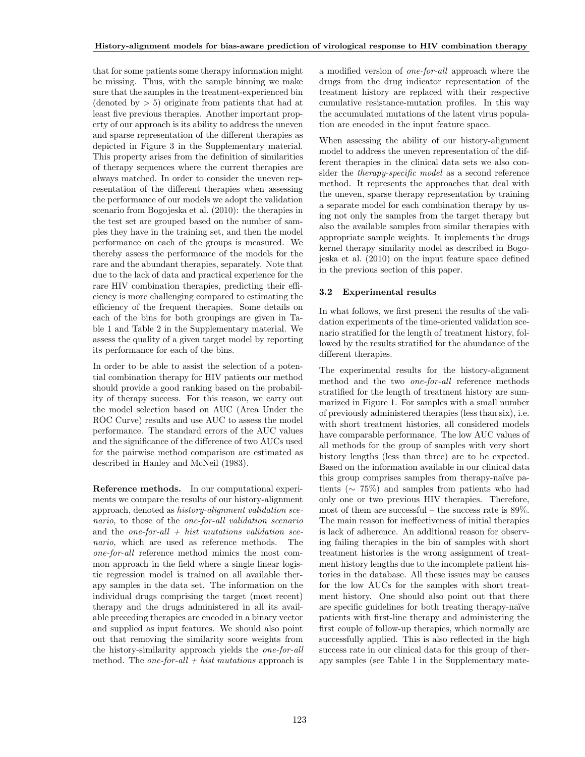that for some patients some therapy information might be missing. Thus, with the sample binning we make sure that the samples in the treatment-experienced bin (denoted by $> 5$) originate from patients that had at least five previous therapies. Another important property of our approach is its ability to address the uneven and sparse representation of the different therapies as depicted in Figure 3 in the Supplementary material. This property arises from the definition of similarities of therapy sequences where the current therapies are always matched. In order to consider the uneven representation of the different therapies when assessing the performance of our models we adopt the validation scenario from Bogojeska et al. (2010): the therapies in the test set are grouped based on the number of samples they have in the training set, and then the model performance on each of the groups is measured. We thereby assess the performance of the models for the rare and the abundant therapies, separately. Note that due to the lack of data and practical experience for the rare HIV combination therapies, predicting their efficiency is more challenging compared to estimating the efficiency of the frequent therapies. Some details on each of the bins for both groupings are given in Table 1 and Table 2 in the Supplementary material. We assess the quality of a given target model by reporting its performance for each of the bins.

In order to be able to assist the selection of a potential combination therapy for HIV patients our method should provide a good ranking based on the probability of therapy success. For this reason, we carry out the model selection based on AUC (Area Under the ROC Curve) results and use AUC to assess the model performance. The standard errors of the AUC values and the significance of the difference of two AUCs used for the pairwise method comparison are estimated as described in Hanley and McNeil (1983).

**Reference methods.** In our computational experiments we compare the results of our history-alignment approach, denoted as *history-alignment validation scenario*, to those of the *one-for-all validation scenario* and the *one-for-all + hist mutations validation scenario*, which are used as reference methods. The *one-for-all* reference method mimics the most common approach in the field where a single linear logistic regression model is trained on all available therapy samples in the data set. The information on the individual drugs comprising the target (most recent) therapy and the drugs administered in all its available preceding therapies are encoded in a binary vector and supplied as input features. We should also point out that removing the similarity score weights from the history-similarity approach yields the *one-for-all* method. The *one-for-all + hist mutations* approach is a modified version of *one-for-all* approach where the drugs from the drug indicator representation of the treatment history are replaced with their respective cumulative resistance-mutation profiles. In this way the accumulated mutations of the latent virus population are encoded in the input feature space.

When assessing the ability of our history-alignment model to address the uneven representation of the different therapies in the clinical data sets we also consider the *therapy-specific model* as a second reference method. It represents the approaches that deal with the uneven, sparse therapy representation by training a separate model for each combination therapy by using not only the samples from the target therapy but also the available samples from similar therapies with appropriate sample weights. It implements the drugs kernel therapy similarity model as described in Bogojeska et al. (2010) on the input feature space defined in the previous section of this paper.

### 3.2 Experimental results

In what follows, we first present the results of the validation experiments of the time-oriented validation scenario stratified for the length of treatment history, followed by the results stratified for the abundance of the different therapies.

The experimental results for the history-alignment method and the two *one-for-all* reference methods stratified for the length of treatment history are summarized in Figure 1. For samples with a small number of previously administered therapies (less than six), i.e. with short treatment histories, all considered models have comparable performance. The low AUC values of all methods for the group of samples with very short history lengths (less than three) are to be expected. Based on the information available in our clinical data this group comprises samples from therapy-naïve patients ($\sim 75\%$) and samples from patients who had only one or two previous HIV therapies. Therefore, most of them are successful – the success rate is 89%. The main reason for ineffectiveness of initial therapies is lack of adherence. An additional reason for observing failing therapies in the bin of samples with short treatment histories is the wrong assignment of treatment history lengths due to the incomplete patient histories in the database. All these issues may be causes for the low AUCs for the samples with short treatment history. One should also point out that there are specific guidelines for both treating therapy-naïve patients with first-line therapy and administering the first couple of follow-up therapies, which normally are successfully applied. This is also reflected in the high success rate in our clinical data for this group of therapy samples (see Table 1 in the Supplementary mate-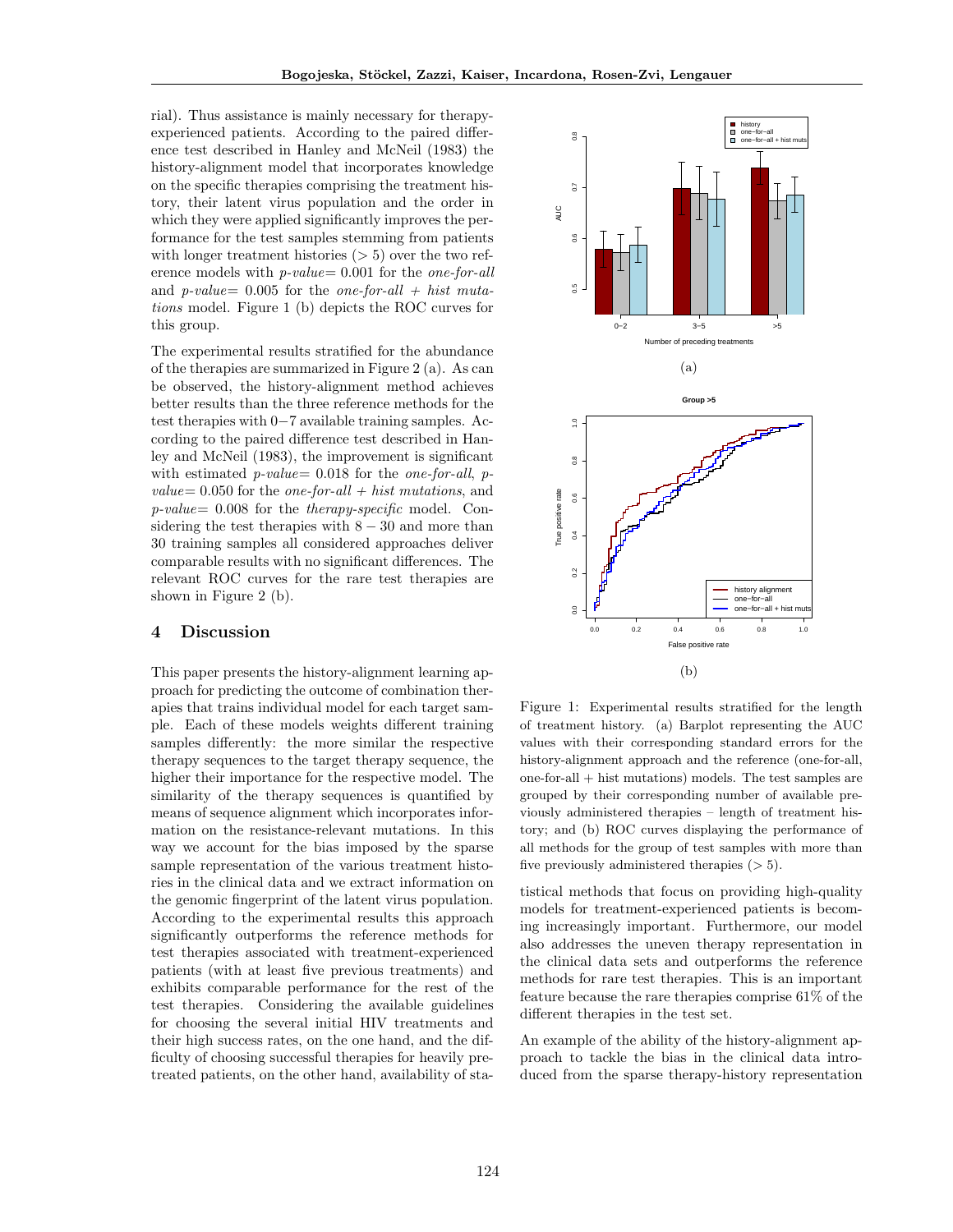rial). Thus assistance is mainly necessary for therapy-experienced patients. According to the paired difference test described in Hanley and McNeil (1983) the history-alignment model that incorporates knowledge on the specific therapies comprising the treatment history, their latent virus population and the order in which they were applied significantly improves the performance for the test samples stemming from patients with longer treatment histories ($> 5$) over the two reference models with *p-value*$= 0.001$ for the *one-for-all* and *p-value*$= 0.005$ for the *one-for-all + hist mutations* model. Figure 1 (b) depicts the ROC curves for this group.

The experimental results stratified for the abundance of the therapies are summarized in Figure 2 (a). As can be observed, the history-alignment method achieves better results than the three reference methods for the test therapies with $0-7$ available training samples. According to the paired difference test described in Hanley and McNeil (1983), the improvement is significant with estimated *p-value*$= 0.018$ for the *one-for-all*, *p-value*$= 0.050$ for the *one-for-all + hist mutations*, and *p-value*$= 0.008$ for the *therapy-specific* model. Considering the test therapies with $8-30$ and more than 30 training samples all considered approaches deliver comparable results with no significant differences. The relevant ROC curves for the rare test therapies are shown in Figure 2 (b).

## 4 Discussion

This paper presents the history-alignment learning approach for predicting the outcome of combination therapies that trains individual model for each target sample. Each of these models weights different training samples differently: the more similar the respective therapy sequences to the target therapy sequence, the higher their importance for the respective model. The similarity of the therapy sequences is quantified by means of sequence alignment which incorporates information on the resistance-relevant mutations. In this way we account for the bias imposed by the sparse sample representation of the various treatment histories in the clinical data and we extract information on the genomic fingerprint of the latent virus population. According to the experimental results this approach significantly outperforms the reference methods for test therapies associated with treatment-experienced patients (with at least five previous treatments) and exhibits comparable performance for the rest of the test therapies. Considering the available guidelines for choosing the several initial HIV treatments and their high success rates, on the one hand, and the difficulty of choosing successful therapies for heavily pretreated patients, on the other hand, availability of statistical methods that focus on providing high-quality models for treatment-experienced patients is becoming increasingly important. Furthermore, our model also addresses the uneven therapy representation in the clinical data sets and outperforms the reference methods for rare test therapies. This is an important feature because the rare therapies comprise 61% of the different therapies in the test set.

(a)

(b)

Figure 1: Experimental results stratified for the length of treatment history. (a) Barplot representing the AUC values with their corresponding standard errors for the history-alignment approach and the reference (one-for-all, one-for-all + hist mutations) models. The test samples are grouped by their corresponding number of available previously administered therapies – length of treatment history; and (b) ROC curves displaying the performance of all methods for the group of test samples with more than five previously administered therapies ($> 5$).

An example of the ability of the history-alignment approach to tackle the bias in the clinical data introduced from the sparse therapy-history representation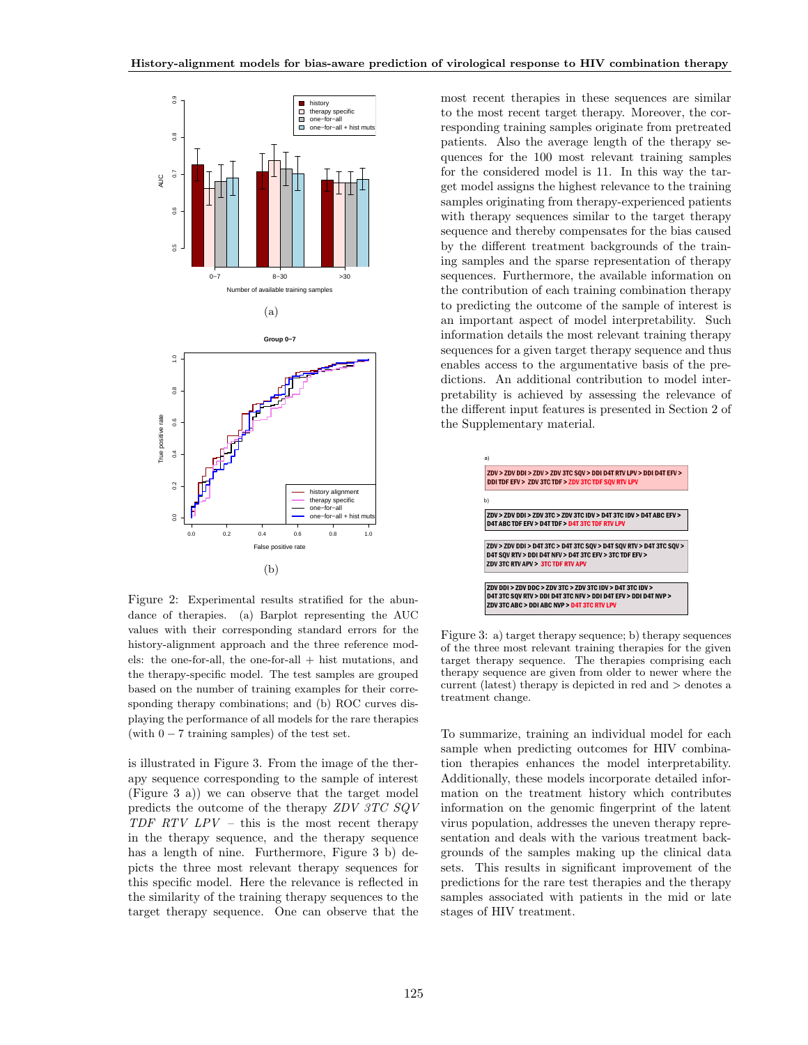(a)

(b)

Figure 2: Experimental results stratified for the abundance of therapies. (a) Barplot representing the AUC values with their corresponding standard errors for the history-alignment approach and the three reference models: the one-for-all, the one-for-all + hist mutations, and the therapy-specific model. The test samples are grouped based on the number of training examples for their corresponding therapy combinations; and (b) ROC curves displaying the performance of all models for the rare therapies (with $0-7$ training samples) of the test set.

is illustrated in Figure 3. From the image of the therapy sequence corresponding to the sample of interest (Figure 3 a)) we can observe that the target model predicts the outcome of the therapy *ZDV 3TC SQV TDF RTV LPV* – this is the most recent therapy in the therapy sequence, and the therapy sequence has a length of nine. Furthermore, Figure 3 b) depicts the three most relevant therapy sequences for this specific model. Here the relevance is reflected in the similarity of the training therapy sequences to the target therapy sequence. One can observe that the most recent therapies in these sequences are similar to the most recent target therapy. Moreover, the corresponding training samples originate from pretreated patients. Also the average length of the therapy sequences for the 100 most relevant training samples for the considered model is 11. In this way the target model assigns the highest relevance to the training samples originating from therapy-experienced patients with therapy sequences similar to the target therapy sequence and thereby compensates for the bias caused by the different treatment backgrounds of the training samples and the sparse representation of therapy sequences. Furthermore, the available information on the contribution of each training combination therapy to predicting the outcome of the sample of interest is an important aspect of model interpretability. Such information details the most relevant training therapy sequences for a given target therapy sequence and thus enables access to the argumentative basis of the predictions. An additional contribution to model interpretability is achieved by assessing the relevance of the different input features is presented in Section 2 of the Supplementary material.

a)

ZDV > ZDV DDI > ZDV > ZDV 3TC SQV > DDI D4T RTV LPV > DDI D4T EFV > DDI TDF EFV > ZDV 3TC TDF > ZDV 3TC TDF SQV RTV LPV

b)

ZDV > ZDV DDI > ZDV 3TC > ZDV 3TC IDV > D4T 3TC IDV > D4T ABC EFV > D4T ABC TDF EFV > D4T TDF > D4T 3TC TDF RTV LPV

ZDV > ZDV DDI > D4T 3TC > D4T 3TC SQV > D4T SQV RTV > D4T 3TC SQV > D4T SQV RTV > DDI D4T NFV > D4T 3TC EFV > 3TC TDF EFV > ZDV 3TC RTV APV > 3TC TDF RTV APV

ZDV DDI > ZDV DDC > ZDV 3TC > ZDV 3TC IDV > D4T 3TC IDV > D4T 3TC SQV RTV > DDI D4T 3TC NFV > DDI D4T EFV > DDI D4T NVP > ZDV 3TC ABC > DDI ABC NVP > D4T 3TC RTV LPV

Figure 3: a) target therapy sequence; b) therapy sequences of the three most relevant training therapies for the given target therapy sequence. The therapies comprising each therapy sequence are given from older to newer where the current (latest) therapy is depicted in red and > denotes a treatment change.

To summarize, training an individual model for each sample when predicting outcomes for HIV combination therapies enhances the model interpretability. Additionally, these models incorporate detailed information on the treatment history which contributes information on the genomic fingerprint of the latent virus population, addresses the uneven therapy representation and deals with the various treatment backgrounds of the samples making up the clinical data sets. This results in significant improvement of the predictions for the rare test therapies and the therapy samples associated with patients in the mid or late stages of HIV treatment.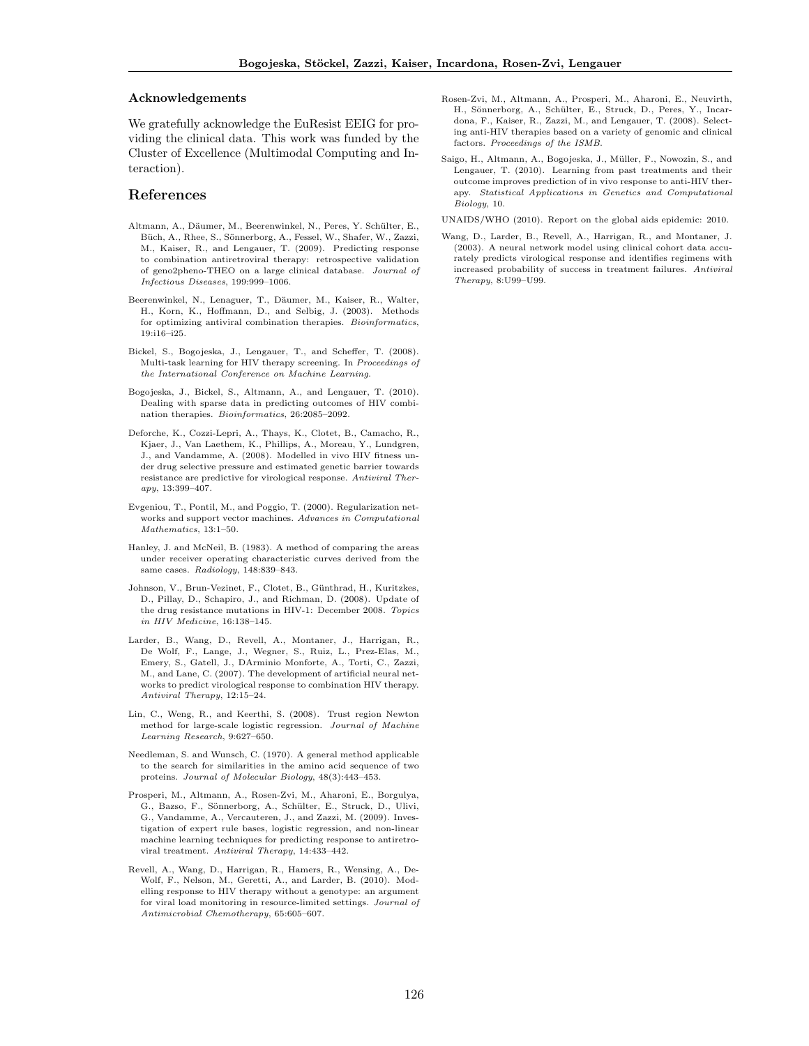## Acknowledgements

We gratefully acknowledge the EuResist EEIG for providing the clinical data. This work was funded by the Cluster of Excellence (Multimodal Computing and Interaction).

## References

Altmann, A., Däumer, M., Beerenwinkel, N., Peres, Y. Schülter, E., Büch, A., Rhee, S., Sönnerborg, A., Fessel, W., Shafer, W., Zazzi, M., Kaiser, R., and Lengauer, T. (2009). Predicting response to combination antiretroviral therapy: retrospective validation of geno2pheno-THEO on a large clinical database. *Journal of Infectious Diseases*, 199:999–1006.

Beerenwinkel, N., Lenaguer, T., Däumer, M., Kaiser, R., Walter, H., Korn, K., Hoffmann, D., and Selbig, J. (2003). Methods for optimizing antiviral combination therapies. *Bioinformatics*, 19:i16–i25.

Bickel, S., Bogojeska, J., Lengauer, T., and Scheffer, T. (2008). Multi-task learning for HIV therapy screening. In *Proceedings of the International Conference on Machine Learning*.

Bogojeska, J., Bickel, S., Altmann, A., and Lengauer, T. (2010). Dealing with sparse data in predicting outcomes of HIV combination therapies. *Bioinformatics*, 26:2085–2092.

Deforche, K., Cozzi-Lepri, A., Thays, K., Clotet, B., Camacho, R., Kjaer, J., Van Laethem, K., Phillips, A., Moreau, Y., Lundgren, J., and Vandamme, A. (2008). Modelled in vivo HIV fitness under drug selective pressure and estimated genetic barrier towards resistance are predictive for virological response. *Antiviral Therapy*, 13:399–407.

Evgeniou, T., Pontil, M., and Poggio, T. (2000). Regularization networks and support vector machines. *Advances in Computational Mathematics*, 13:1–50.

Hanley, J. and McNeil, B. (1983). A method of comparing the areas under receiver operating characteristic curves derived from the same cases. *Radiology*, 148:839–843.

Johnson, V., Brun-Vezinet, F., Clotet, B., Günthrad, H., Kuritzkes, D., Pillay, D., Schapiro, J., and Richman, D. (2008). Update of the drug resistance mutations in HIV-1: December 2008. *Topics in HIV Medicine*, 16:138–145.

Larder, B., Wang, D., Revell, A., Montaner, J., Harrigan, R., De Wolf, F., Lange, J., Wegner, S., Ruiz, L., Prez-Elas, M., Emery, S., Gatell, J., DArminio Monforte, A., Torti, C., Zazzi, M., and Lane, C. (2007). The development of artificial neural networks to predict virological response to combination HIV therapy. *Antiviral Therapy*, 12:15–24.

Lin, C., Weng, R., and Keerthi, S. (2008). Trust region Newton method for large-scale logistic regression. *Journal of Machine Learning Research*, 9:627–650.

Needleman, S. and Wunsch, C. (1970). A general method applicable to the search for similarities in the amino acid sequence of two proteins. *Journal of Molecular Biology*, 48(3):443–453.

Prosperi, M., Altmann, A., Rosen-Zvi, M., Aharoni, E., Borgulya, G., Bazso, F., Sönnerborg, A., Schülter, E., Struck, D., Ulivi, G., Vandamme, A., Vercauteren, J., and Zazzi, M. (2009). Investigation of expert rule bases, logistic regression, and non-linear machine learning techniques for predicting response to antiretroviral treatment. *Antiviral Therapy*, 14:433–442.

Revell, A., Wang, D., Harrigan, R., Hamers, R., Wensing, A., DeWolf, F., Nelson, M., Geretti, A., and Larder, B. (2010). Modelling response to HIV therapy without a genotype: an argument for viral load monitoring in resource-limited settings. *Journal of Antimicrobial Chemotherapy*, 65:605–607.

Rosen-Zvi, M., Altmann, A., Prosperi, M., Aharoni, E., Neuvirth, H., Sönnerborg, A., Schülter, E., Struck, D., Peres, Y., Incardona, F., Kaiser, R., Zazzi, M., and Lengauer, T. (2008). Selecting anti-HIV therapies based on a variety of genomic and clinical factors. *Proceedings of the ISMB*.

Saigo, H., Altmann, A., Bogojeska, J., Müller, F., Nowozin, S., and Lengauer, T. (2010). Learning from past treatments and their outcome improves prediction of in vivo response to anti-HIV therapy. *Statistical Applications in Genetics and Computational Biology*, 10.

UNAIDS/WHO (2010). Report on the global aids epidemic: 2010.

Wang, D., Larder, B., Revell, A., Harrigan, R., and Montaner, J. (2003). A neural network model using clinical cohort data accurately predicts virological response and identifies regimens with increased probability of success in treatment failures. *Antiviral Therapy*, 8:U99–U99.